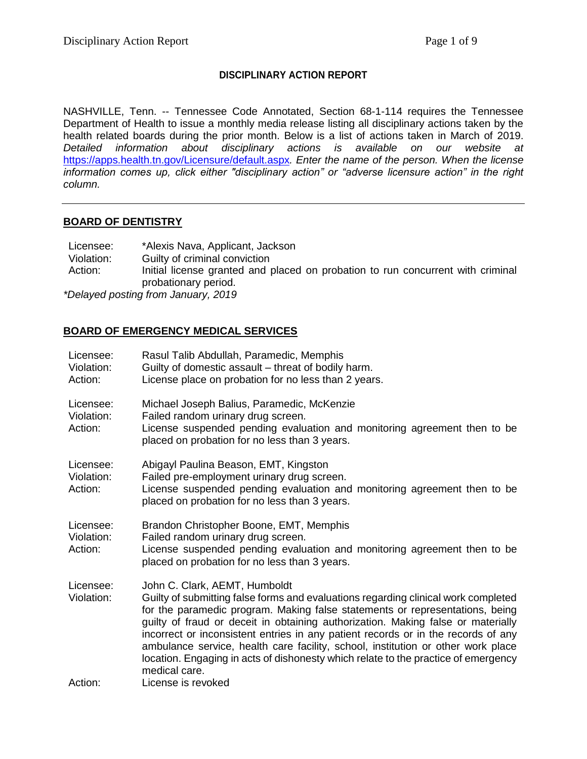**DISCIPLINARY ACTION REPORT**

NASHVILLE, Tenn. -- Tennessee Code Annotated, Section 68-1-114 requires the Tennessee Department of Health to issue a monthly media release listing all disciplinary actions taken by the health related boards during the prior month. Below is a list of actions taken in March of 2019. *Detailed information about disciplinary actions is available on our website at* https://apps.health.tn.gov/Licensure/default.aspx*. Enter the name of the person. When the license information comes up, click either "disciplinary action" or "adverse licensure action" in the right column.*

---

## BOARD OF DENTISTRY

Licensee: *Alexis Nava, Applicant, Jackson
Violation: Guilty of criminal conviction
Action: Initial license granted and placed on probation to run concurrent with criminal probationary period.

*Delayed posting from January, 2019*

## BOARD OF EMERGENCY MEDICAL SERVICES

Licensee: Rasul Talib Abdullah, Paramedic, Memphis
Violation: Guilty of domestic assault – threat of bodily harm.
Action: License place on probation for no less than 2 years.

Licensee: Michael Joseph Balius, Paramedic, McKenzie
Violation: Failed random urinary drug screen.
Action: License suspended pending evaluation and monitoring agreement then to be placed on probation for no less than 3 years.

Licensee: Abigayl Paulina Beason, EMT, Kingston
Violation: Failed pre-employment urinary drug screen.
Action: License suspended pending evaluation and monitoring agreement then to be placed on probation for no less than 3 years.

Licensee: Brandon Christopher Boone, EMT, Memphis
Violation: Failed random urinary drug screen.
Action: License suspended pending evaluation and monitoring agreement then to be placed on probation for no less than 3 years.

Licensee: John C. Clark, AEMT, Humboldt
Violation: Guilty of submitting false forms and evaluations regarding clinical work completed for the paramedic program. Making false statements or representations, being guilty of fraud or deceit in obtaining authorization. Making false or materially incorrect or inconsistent entries in any patient records or in the records of any ambulance service, health care facility, school, institution or other work place location. Engaging in acts of dishonesty which relate to the practice of emergency medical care.
Action: License is revoked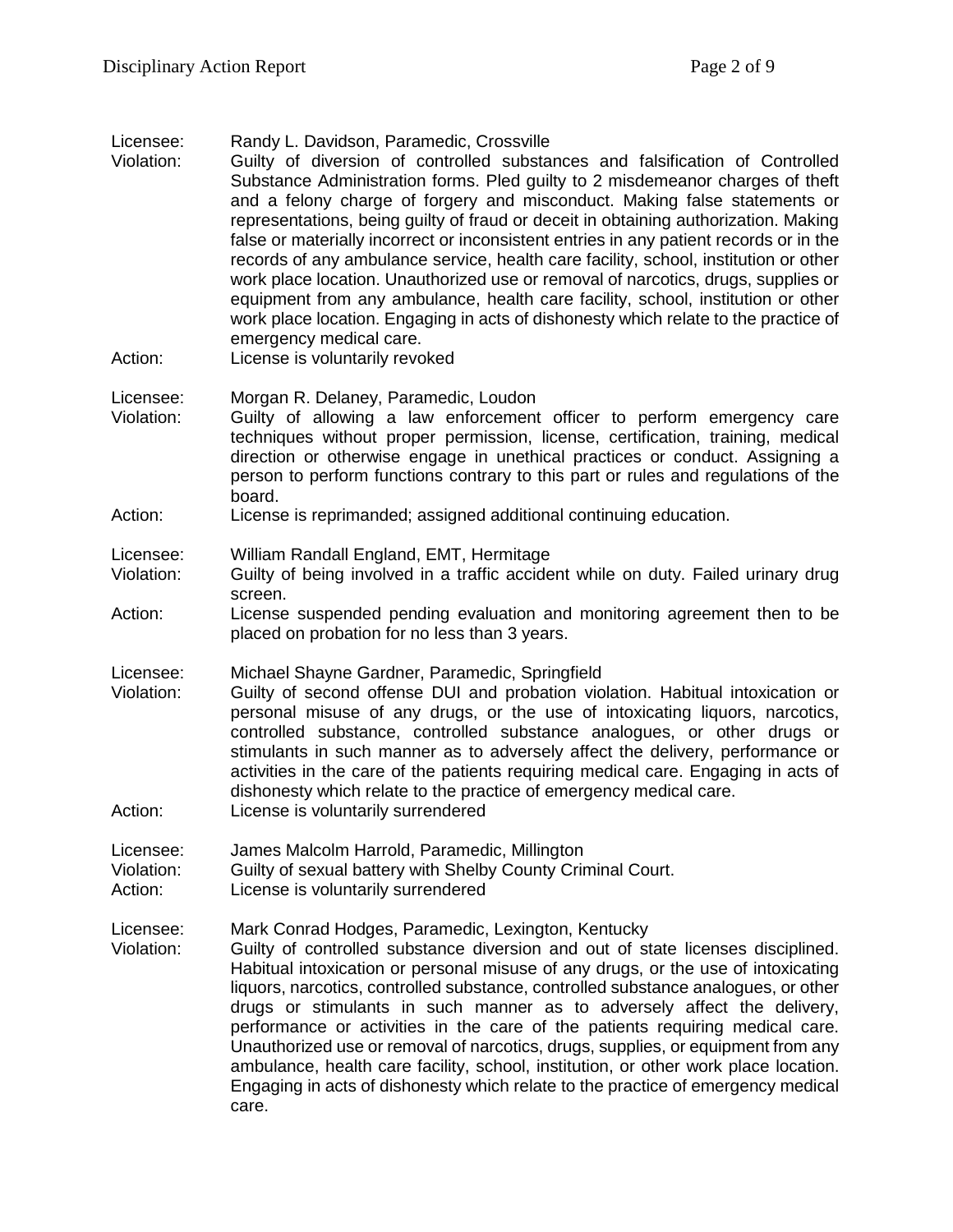Licensee: Randy L. Davidson, Paramedic, Crossville
Violation: Guilty of diversion of controlled substances and falsification of Controlled Substance Administration forms. Pled guilty to 2 misdemeanor charges of theft and a felony charge of forgery and misconduct. Making false statements or representations, being guilty of fraud or deceit in obtaining authorization. Making false or materially incorrect or inconsistent entries in any patient records or in the records of any ambulance service, health care facility, school, institution or other work place location. Unauthorized use or removal of narcotics, drugs, supplies or equipment from any ambulance, health care facility, school, institution or other work place location. Engaging in acts of dishonesty which relate to the practice of emergency medical care.
Action: License is voluntarily revoked

Licensee: Morgan R. Delaney, Paramedic, Loudon
Violation: Guilty of allowing a law enforcement officer to perform emergency care techniques without proper permission, license, certification, training, medical direction or otherwise engage in unethical practices or conduct. Assigning a person to perform functions contrary to this part or rules and regulations of the board.
Action: License is reprimanded; assigned additional continuing education.

Licensee: William Randall England, EMT, Hermitage
Violation: Guilty of being involved in a traffic accident while on duty. Failed urinary drug screen.
Action: License suspended pending evaluation and monitoring agreement then to be placed on probation for no less than 3 years.

Licensee: Michael Shayne Gardner, Paramedic, Springfield
Violation: Guilty of second offense DUI and probation violation. Habitual intoxication or personal misuse of any drugs, or the use of intoxicating liquors, narcotics, controlled substance, controlled substance analogues, or other drugs or stimulants in such manner as to adversely affect the delivery, performance or activities in the care of the patients requiring medical care. Engaging in acts of dishonesty which relate to the practice of emergency medical care.
Action: License is voluntarily surrendered

Licensee: James Malcolm Harrold, Paramedic, Millington
Violation: Guilty of sexual battery with Shelby County Criminal Court.
Action: License is voluntarily surrendered

Licensee: Mark Conrad Hodges, Paramedic, Lexington, Kentucky
Violation: Guilty of controlled substance diversion and out of state licenses disciplined. Habitual intoxication or personal misuse of any drugs, or the use of intoxicating liquors, narcotics, controlled substance, controlled substance analogues, or other drugs or stimulants in such manner as to adversely affect the delivery, performance or activities in the care of the patients requiring medical care. Unauthorized use or removal of narcotics, drugs, supplies, or equipment from any ambulance, health care facility, school, institution, or other work place location. Engaging in acts of dishonesty which relate to the practice of emergency medical care.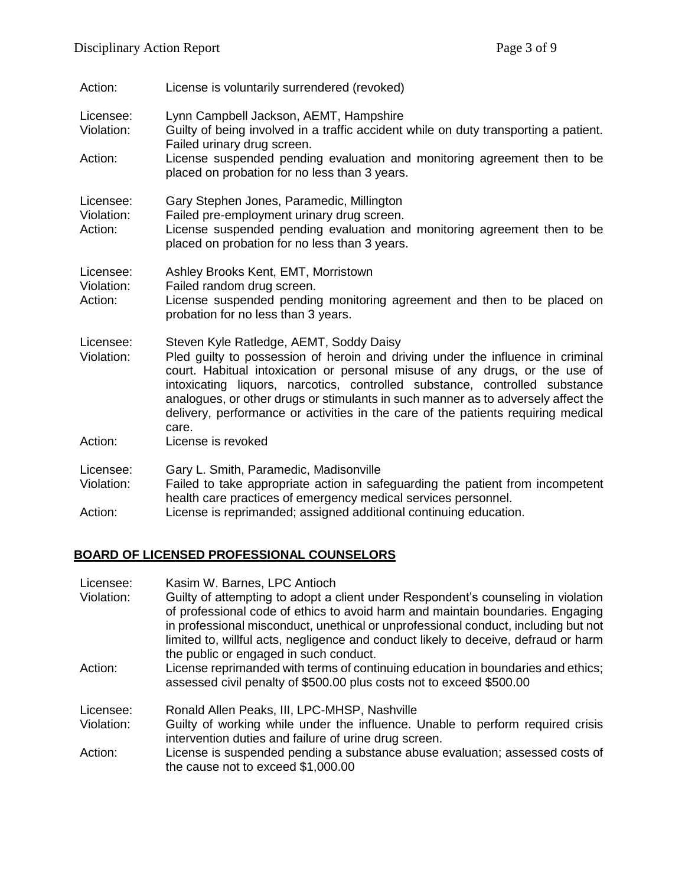Action: License is voluntarily surrendered (revoked)

Licensee: Lynn Campbell Jackson, AEMT, Hampshire
Violation: Guilty of being involved in a traffic accident while on duty transporting a patient. Failed urinary drug screen.
Action: License suspended pending evaluation and monitoring agreement then to be placed on probation for no less than 3 years.

Licensee: Gary Stephen Jones, Paramedic, Millington
Violation: Failed pre-employment urinary drug screen.
Action: License suspended pending evaluation and monitoring agreement then to be placed on probation for no less than 3 years.

Licensee: Ashley Brooks Kent, EMT, Morristown
Violation: Failed random drug screen.
Action: License suspended pending monitoring agreement and then to be placed on probation for no less than 3 years.

Licensee: Steven Kyle Ratledge, AEMT, Soddy Daisy
Violation: Pled guilty to possession of heroin and driving under the influence in criminal court. Habitual intoxication or personal misuse of any drugs, or the use of intoxicating liquors, narcotics, controlled substance, controlled substance analogues, or other drugs or stimulants in such manner as to adversely affect the delivery, performance or activities in the care of the patients requiring medical care.
Action: License is revoked

Licensee: Gary L. Smith, Paramedic, Madisonville
Violation: Failed to take appropriate action in safeguarding the patient from incompetent health care practices of emergency medical services personnel.
Action: License is reprimanded; assigned additional continuing education.

## BOARD OF LICENSED PROFESSIONAL COUNSELORS

Licensee: Kasim W. Barnes, LPC Antioch
Violation: Guilty of attempting to adopt a client under Respondent's counseling in violation of professional code of ethics to avoid harm and maintain boundaries. Engaging in professional misconduct, unethical or unprofessional conduct, including but not limited to, willful acts, negligence and conduct likely to deceive, defraud or harm the public or engaged in such conduct.
Action: License reprimanded with terms of continuing education in boundaries and ethics; assessed civil penalty of $500.00 plus costs not to exceed $500.00

Licensee: Ronald Allen Peaks, III, LPC-MHSP, Nashville
Violation: Guilty of working while under the influence. Unable to perform required crisis intervention duties and failure of urine drug screen.
Action: License is suspended pending a substance abuse evaluation; assessed costs of the cause not to exceed $1,000.00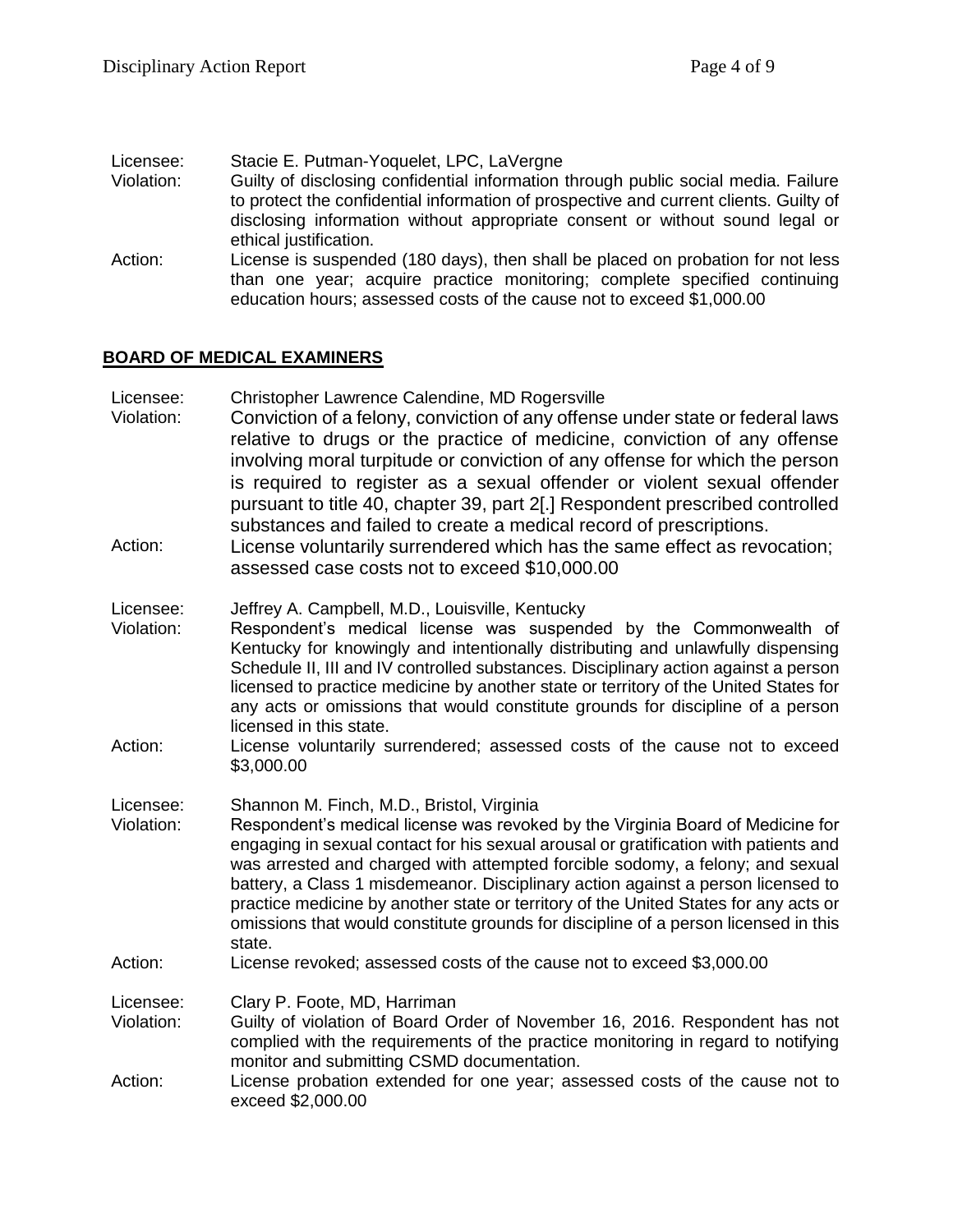Licensee: Stacie E. Putman-Yoquelet, LPC, LaVergne
Violation: Guilty of disclosing confidential information through public social media. Failure to protect the confidential information of prospective and current clients. Guilty of disclosing information without appropriate consent or without sound legal or ethical justification.
Action: License is suspended (180 days), then shall be placed on probation for not less than one year; acquire practice monitoring; complete specified continuing education hours; assessed costs of the cause not to exceed $1,000.00

## **BOARD OF MEDICAL EXAMINERS**

Licensee: Christopher Lawrence Calendine, MD Rogersville
Violation: Conviction of a felony, conviction of any offense under state or federal laws relative to drugs or the practice of medicine, conviction of any offense involving moral turpitude or conviction of any offense for which the person is required to register as a sexual offender or violent sexual offender pursuant to title 40, chapter 39, part 2[.] Respondent prescribed controlled substances and failed to create a medical record of prescriptions.
Action: License voluntarily surrendered which has the same effect as revocation; assessed case costs not to exceed $10,000.00

Licensee: Jeffrey A. Campbell, M.D., Louisville, Kentucky
Violation: Respondent's medical license was suspended by the Commonwealth of Kentucky for knowingly and intentionally distributing and unlawfully dispensing Schedule II, III and IV controlled substances. Disciplinary action against a person licensed to practice medicine by another state or territory of the United States for any acts or omissions that would constitute grounds for discipline of a person licensed in this state.
Action: License voluntarily surrendered; assessed costs of the cause not to exceed $3,000.00

Licensee: Shannon M. Finch, M.D., Bristol, Virginia
Violation: Respondent's medical license was revoked by the Virginia Board of Medicine for engaging in sexual contact for his sexual arousal or gratification with patients and was arrested and charged with attempted forcible sodomy, a felony; and sexual battery, a Class 1 misdemeanor. Disciplinary action against a person licensed to practice medicine by another state or territory of the United States for any acts or omissions that would constitute grounds for discipline of a person licensed in this state.
Action: License revoked; assessed costs of the cause not to exceed $3,000.00

Licensee: Clary P. Foote, MD, Harriman
Violation: Guilty of violation of Board Order of November 16, 2016. Respondent has not complied with the requirements of the practice monitoring in regard to notifying monitor and submitting CSMD documentation.
Action: License probation extended for one year; assessed costs of the cause not to exceed $2,000.00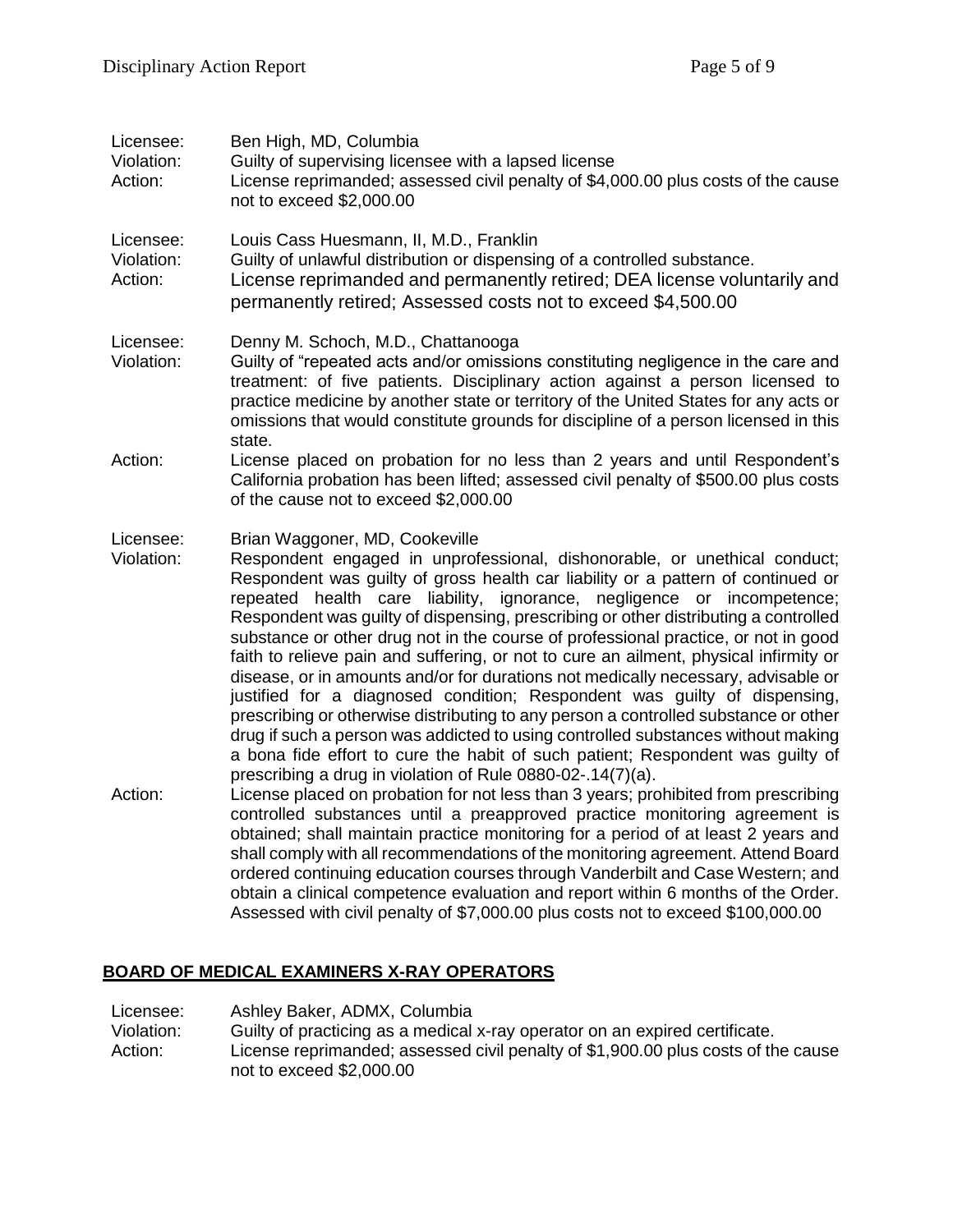Licensee: Ben High, MD, Columbia
Violation: Guilty of supervising licensee with a lapsed license
Action: License reprimanded; assessed civil penalty of $4,000.00 plus costs of the cause not to exceed $2,000.00

Licensee: Louis Cass Huesmann, II, M.D., Franklin
Violation: Guilty of unlawful distribution or dispensing of a controlled substance.
Action: License reprimanded and permanently retired; DEA license voluntarily and permanently retired; Assessed costs not to exceed $4,500.00

Licensee: Denny M. Schoch, M.D., Chattanooga
Violation: Guilty of "repeated acts and/or omissions constituting negligence in the care and treatment: of five patients. Disciplinary action against a person licensed to practice medicine by another state or territory of the United States for any acts or omissions that would constitute grounds for discipline of a person licensed in this state.
Action: License placed on probation for no less than 2 years and until Respondent's California probation has been lifted; assessed civil penalty of $500.00 plus costs of the cause not to exceed $2,000.00

Licensee: Brian Waggoner, MD, Cookeville
Violation: Respondent engaged in unprofessional, dishonorable, or unethical conduct; Respondent was guilty of gross health car liability or a pattern of continued or repeated health care liability, ignorance, negligence or incompetence; Respondent was guilty of dispensing, prescribing or other distributing a controlled substance or other drug not in the course of professional practice, or not in good faith to relieve pain and suffering, or not to cure an ailment, physical infirmity or disease, or in amounts and/or for durations not medically necessary, advisable or justified for a diagnosed condition; Respondent was guilty of dispensing, prescribing or otherwise distributing to any person a controlled substance or other drug if such a person was addicted to using controlled substances without making a bona fide effort to cure the habit of such patient; Respondent was guilty of prescribing a drug in violation of Rule 0880-02-.14(7)(a).
Action: License placed on probation for not less than 3 years; prohibited from prescribing controlled substances until a preapproved practice monitoring agreement is obtained; shall maintain practice monitoring for a period of at least 2 years and shall comply with all recommendations of the monitoring agreement. Attend Board ordered continuing education courses through Vanderbilt and Case Western; and obtain a clinical competence evaluation and report within 6 months of the Order. Assessed with civil penalty of $7,000.00 plus costs not to exceed $100,000.00

## BOARD OF MEDICAL EXAMINERS X-RAY OPERATORS

Licensee: Ashley Baker, ADMX, Columbia
Violation: Guilty of practicing as a medical x-ray operator on an expired certificate.
Action: License reprimanded; assessed civil penalty of $1,900.00 plus costs of the cause not to exceed $2,000.00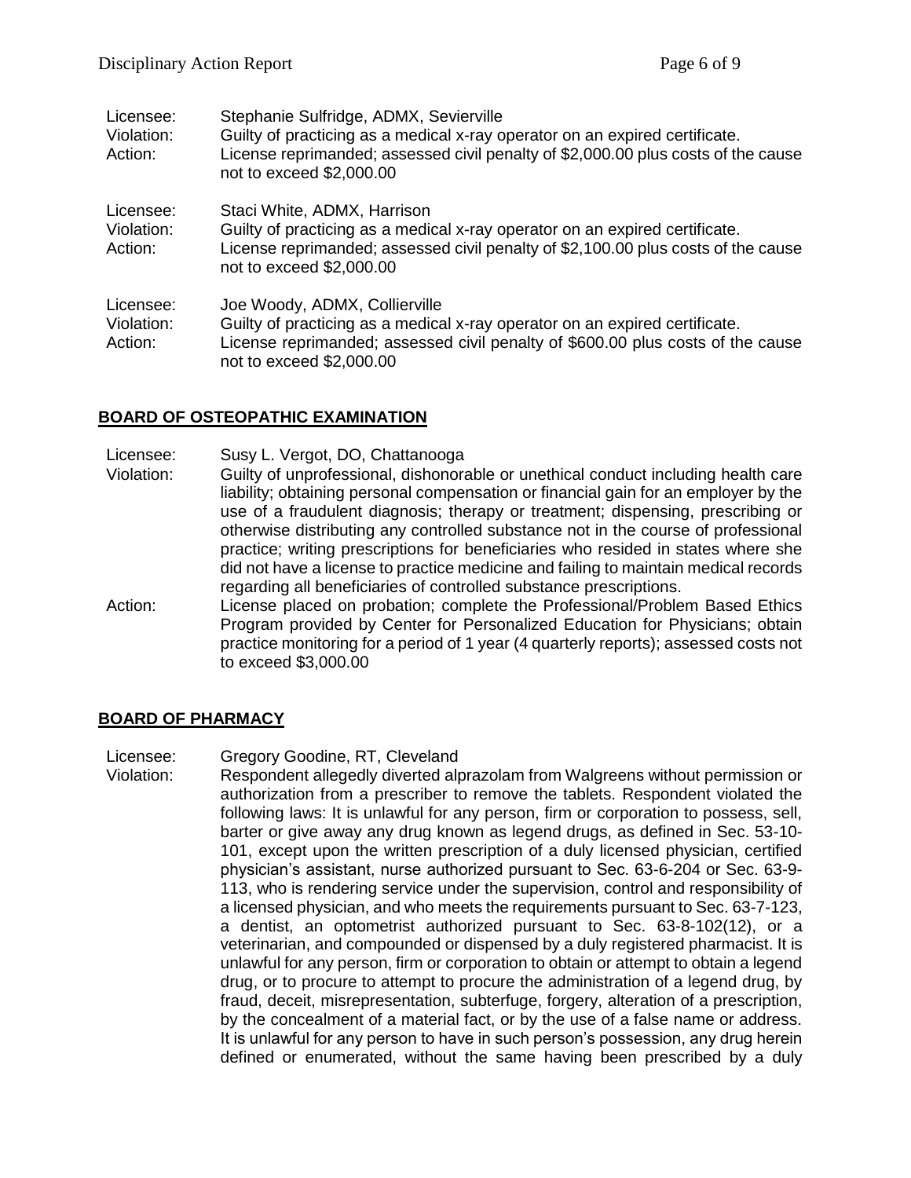Licensee: Stephanie Sulfridge, ADMX, Sevierville
Violation: Guilty of practicing as a medical x-ray operator on an expired certificate.
Action: License reprimanded; assessed civil penalty of $2,000.00 plus costs of the cause not to exceed $2,000.00

Licensee: Staci White, ADMX, Harrison
Violation: Guilty of practicing as a medical x-ray operator on an expired certificate.
Action: License reprimanded; assessed civil penalty of $2,100.00 plus costs of the cause not to exceed $2,000.00

Licensee: Joe Woody, ADMX, Collierville
Violation: Guilty of practicing as a medical x-ray operator on an expired certificate.
Action: License reprimanded; assessed civil penalty of $600.00 plus costs of the cause not to exceed $2,000.00

## BOARD OF OSTEOPATHIC EXAMINATION

Licensee: Susy L. Vergot, DO, Chattanooga
Violation: Guilty of unprofessional, dishonorable or unethical conduct including health care liability; obtaining personal compensation or financial gain for an employer by the use of a fraudulent diagnosis; therapy or treatment; dispensing, prescribing or otherwise distributing any controlled substance not in the course of professional practice; writing prescriptions for beneficiaries who resided in states where she did not have a license to practice medicine and failing to maintain medical records regarding all beneficiaries of controlled substance prescriptions.
Action: License placed on probation; complete the Professional/Problem Based Ethics Program provided by Center for Personalized Education for Physicians; obtain practice monitoring for a period of 1 year (4 quarterly reports); assessed costs not to exceed $3,000.00

## BOARD OF PHARMACY

Licensee: Gregory Goodine, RT, Cleveland
Violation: Respondent allegedly diverted alprazolam from Walgreens without permission or authorization from a prescriber to remove the tablets. Respondent violated the following laws: It is unlawful for any person, firm or corporation to possess, sell, barter or give away any drug known as legend drugs, as defined in Sec. 53-10-101, except upon the written prescription of a duly licensed physician, certified physician's assistant, nurse authorized pursuant to Sec. 63-6-204 or Sec. 63-9-113, who is rendering service under the supervision, control and responsibility of a licensed physician, and who meets the requirements pursuant to Sec. 63-7-123, a dentist, an optometrist authorized pursuant to Sec. 63-8-102(12), or a veterinarian, and compounded or dispensed by a duly registered pharmacist. It is unlawful for any person, firm or corporation to obtain or attempt to obtain a legend drug, or to procure to attempt to procure the administration of a legend drug, by fraud, deceit, misrepresentation, subterfuge, forgery, alteration of a prescription, by the concealment of a material fact, or by the use of a false name or address. It is unlawful for any person to have in such person's possession, any drug herein defined or enumerated, without the same having been prescribed by a duly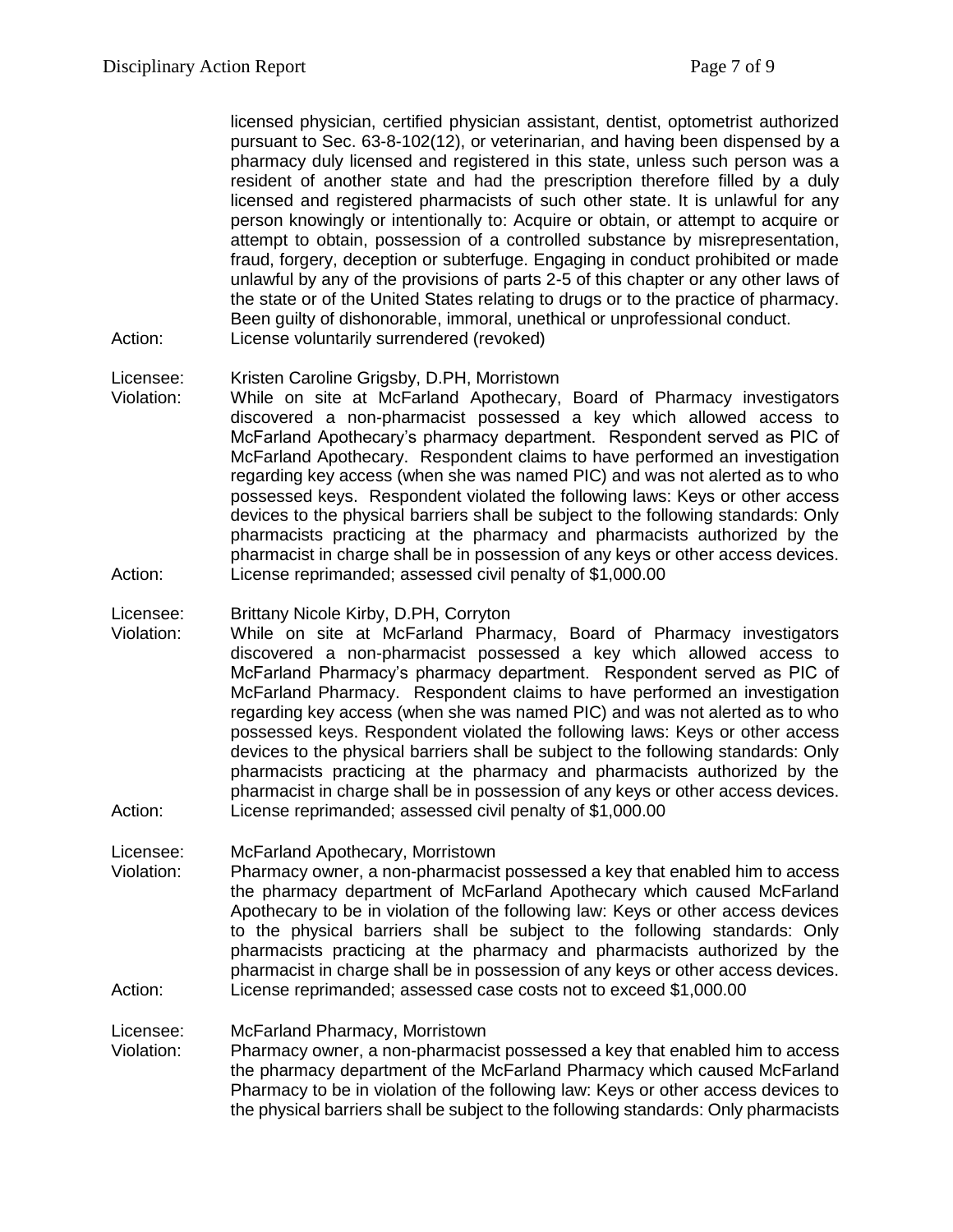licensed physician, certified physician assistant, dentist, optometrist authorized pursuant to Sec. 63-8-102(12), or veterinarian, and having been dispensed by a pharmacy duly licensed and registered in this state, unless such person was a resident of another state and had the prescription therefore filled by a duly licensed and registered pharmacists of such other state. It is unlawful for any person knowingly or intentionally to: Acquire or obtain, or attempt to acquire or attempt to obtain, possession of a controlled substance by misrepresentation, fraud, forgery, deception or subterfuge. Engaging in conduct prohibited or made unlawful by any of the provisions of parts 2-5 of this chapter or any other laws of the state or of the United States relating to drugs or to the practice of pharmacy. Been guilty of dishonorable, immoral, unethical or unprofessional conduct.

Action: License voluntarily surrendered (revoked)

Licensee: Kristen Caroline Grigsby, D.PH, Morristown

Violation: While on site at McFarland Apothecary, Board of Pharmacy investigators discovered a non-pharmacist possessed a key which allowed access to McFarland Apothecary's pharmacy department. Respondent served as PIC of McFarland Apothecary. Respondent claims to have performed an investigation regarding key access (when she was named PIC) and was not alerted as to who possessed keys. Respondent violated the following laws: Keys or other access devices to the physical barriers shall be subject to the following standards: Only pharmacists practicing at the pharmacy and pharmacists authorized by the pharmacist in charge shall be in possession of any keys or other access devices.

Action: License reprimanded; assessed civil penalty of $1,000.00

Licensee: Brittany Nicole Kirby, D.PH, Corryton

Violation: While on site at McFarland Pharmacy, Board of Pharmacy investigators discovered a non-pharmacist possessed a key which allowed access to McFarland Pharmacy's pharmacy department. Respondent served as PIC of McFarland Pharmacy. Respondent claims to have performed an investigation regarding key access (when she was named PIC) and was not alerted as to who possessed keys. Respondent violated the following laws: Keys or other access devices to the physical barriers shall be subject to the following standards: Only pharmacists practicing at the pharmacy and pharmacists authorized by the pharmacist in charge shall be in possession of any keys or other access devices.

Action: License reprimanded; assessed civil penalty of $1,000.00

Licensee: McFarland Apothecary, Morristown

Violation: Pharmacy owner, a non-pharmacist possessed a key that enabled him to access the pharmacy department of McFarland Apothecary which caused McFarland Apothecary to be in violation of the following law: Keys or other access devices to the physical barriers shall be subject to the following standards: Only pharmacists practicing at the pharmacy and pharmacists authorized by the pharmacist in charge shall be in possession of any keys or other access devices.

Action: License reprimanded; assessed case costs not to exceed $1,000.00

Licensee: McFarland Pharmacy, Morristown

Violation: Pharmacy owner, a non-pharmacist possessed a key that enabled him to access the pharmacy department of the McFarland Pharmacy which caused McFarland Pharmacy to be in violation of the following law: Keys or other access devices to the physical barriers shall be subject to the following standards: Only pharmacists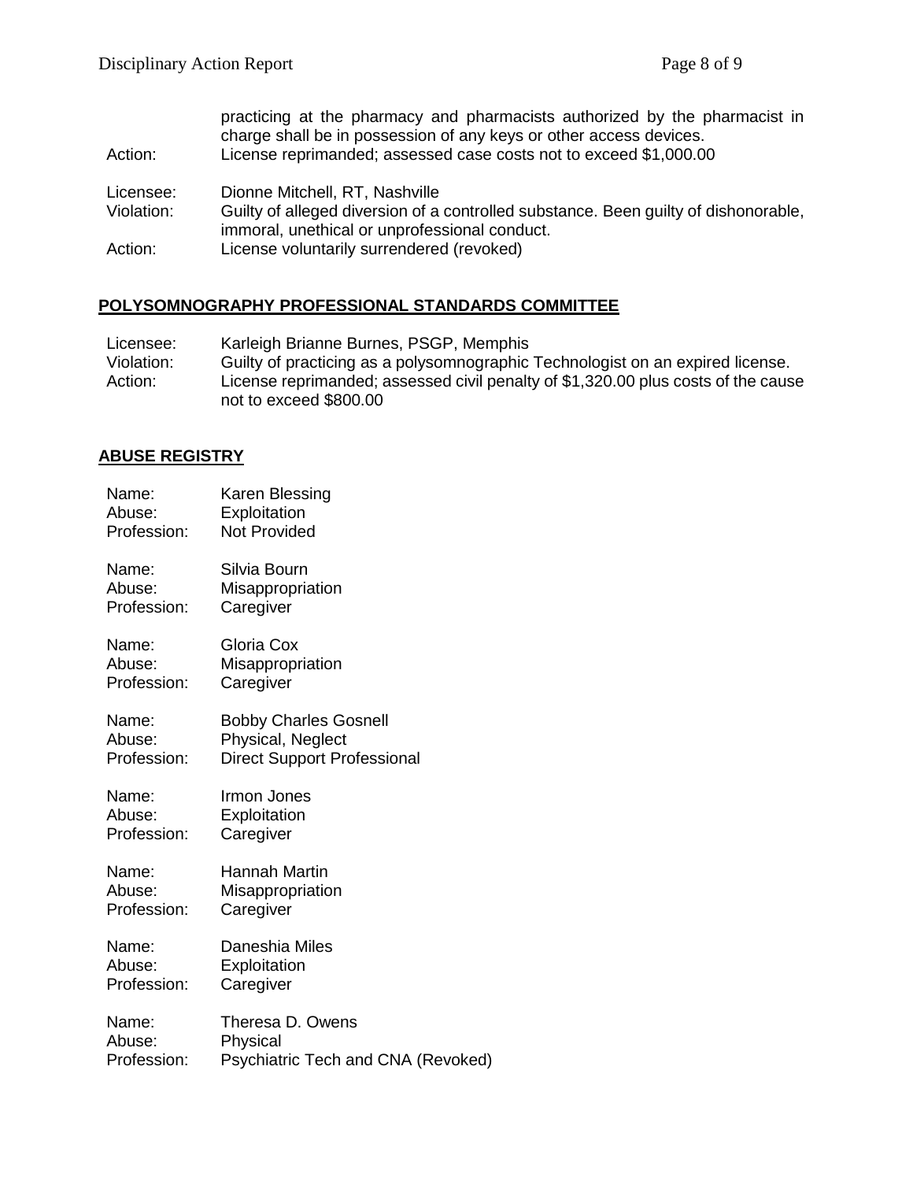practicing at the pharmacy and pharmacists authorized by the pharmacist in charge shall be in possession of any keys or other access devices.

Action: License reprimanded; assessed case costs not to exceed $1,000.00

Licensee: Dionne Mitchell, RT, Nashville
Violation: Guilty of alleged diversion of a controlled substance. Been guilty of dishonorable, immoral, unethical or unprofessional conduct.
Action: License voluntarily surrendered (revoked)

## POLYSOMNOGRAPHY PROFESSIONAL STANDARDS COMMITTEE

Licensee: Karleigh Brianne Burnes, PSGP, Memphis
Violation: Guilty of practicing as a polysomnographic Technologist on an expired license.
Action: License reprimanded; assessed civil penalty of $1,320.00 plus costs of the cause not to exceed $800.00

## ABUSE REGISTRY

Name: Karen Blessing
Abuse: Exploitation
Profession: Not Provided

Name: Silvia Bourn
Abuse: Misappropriation
Profession: Caregiver

Name: Gloria Cox
Abuse: Misappropriation
Profession: Caregiver

Name: Bobby Charles Gosnell
Abuse: Physical, Neglect
Profession: Direct Support Professional

Name: Irmon Jones
Abuse: Exploitation
Profession: Caregiver

Name: Hannah Martin
Abuse: Misappropriation
Profession: Caregiver

Name: Daneshia Miles
Abuse: Exploitation
Profession: Caregiver

Name: Theresa D. Owens
Abuse: Physical
Profession: Psychiatric Tech and CNA (Revoked)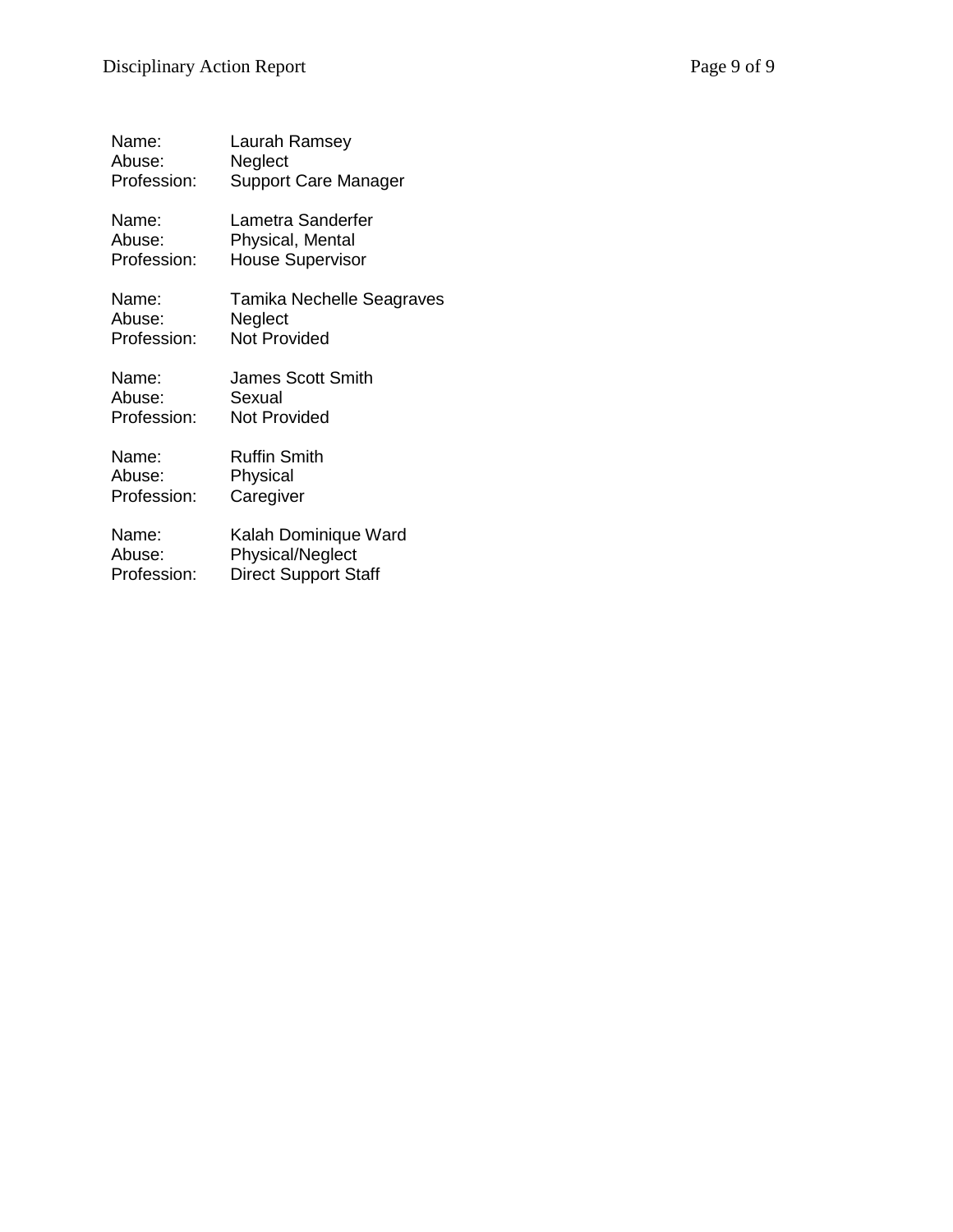Name: Laurah Ramsey
Abuse: Neglect
Profession: Support Care Manager

Name: Lametra Sanderfer
Abuse: Physical, Mental
Profession: House Supervisor

Name: Tamika Nechelle Seagraves
Abuse: Neglect
Profession: Not Provided

Name: James Scott Smith
Abuse: Sexual
Profession: Not Provided

Name: Ruffin Smith
Abuse: Physical
Profession: Caregiver

Name: Kalah Dominique Ward
Abuse: Physical/Neglect
Profession: Direct Support Staff